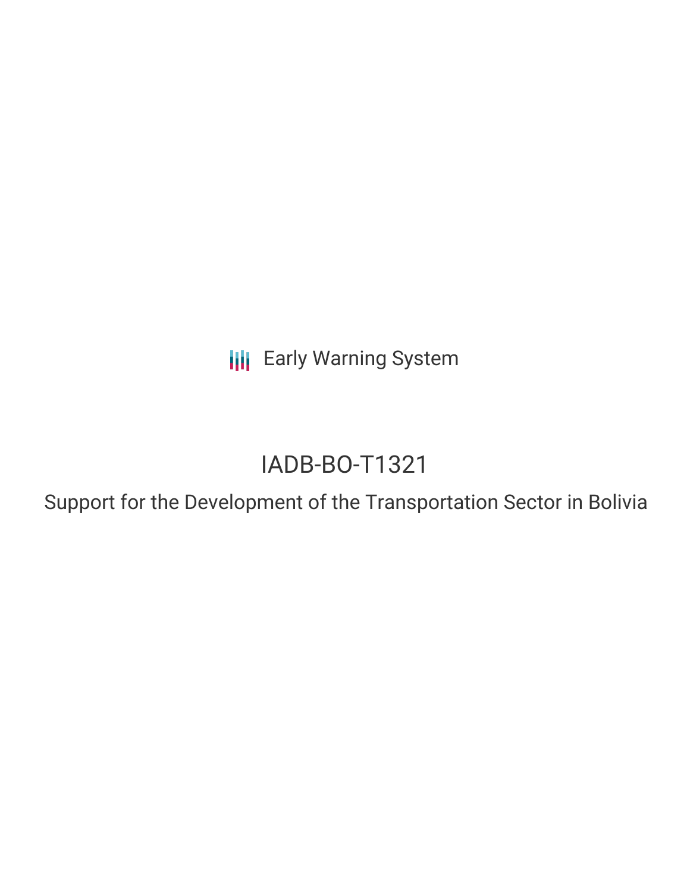Early Warning System

# IADB-BO-T1321

## Support for the Development of the Transportation Sector in Bolivia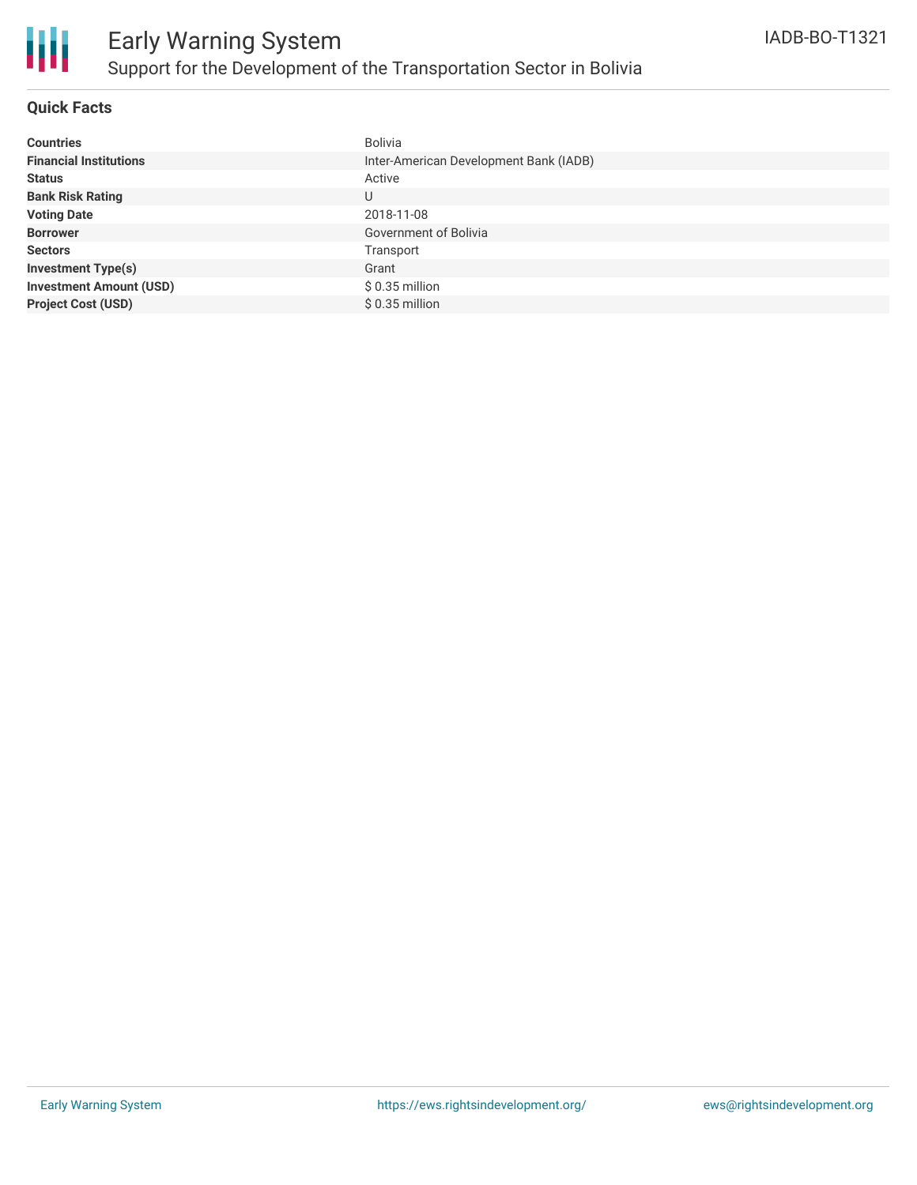# Early Warning System

## Support for the Development of the Transportation Sector in Bolivia

IADB-BO-T1321

### Quick Facts

| | |
|---|---|
| **Countries** | Bolivia |
| **Financial Institutions** | Inter-American Development Bank (IADB) |
| **Status** | Active |
| **Bank Risk Rating** | U |
| **Voting Date** | 2018-11-08 |
| **Borrower** | Government of Bolivia |
| **Sectors** | Transport |
| **Investment Type(s)** | Grant |
| **Investment Amount (USD)** | $ 0.35 million |
| **Project Cost (USD)** | $ 0.35 million |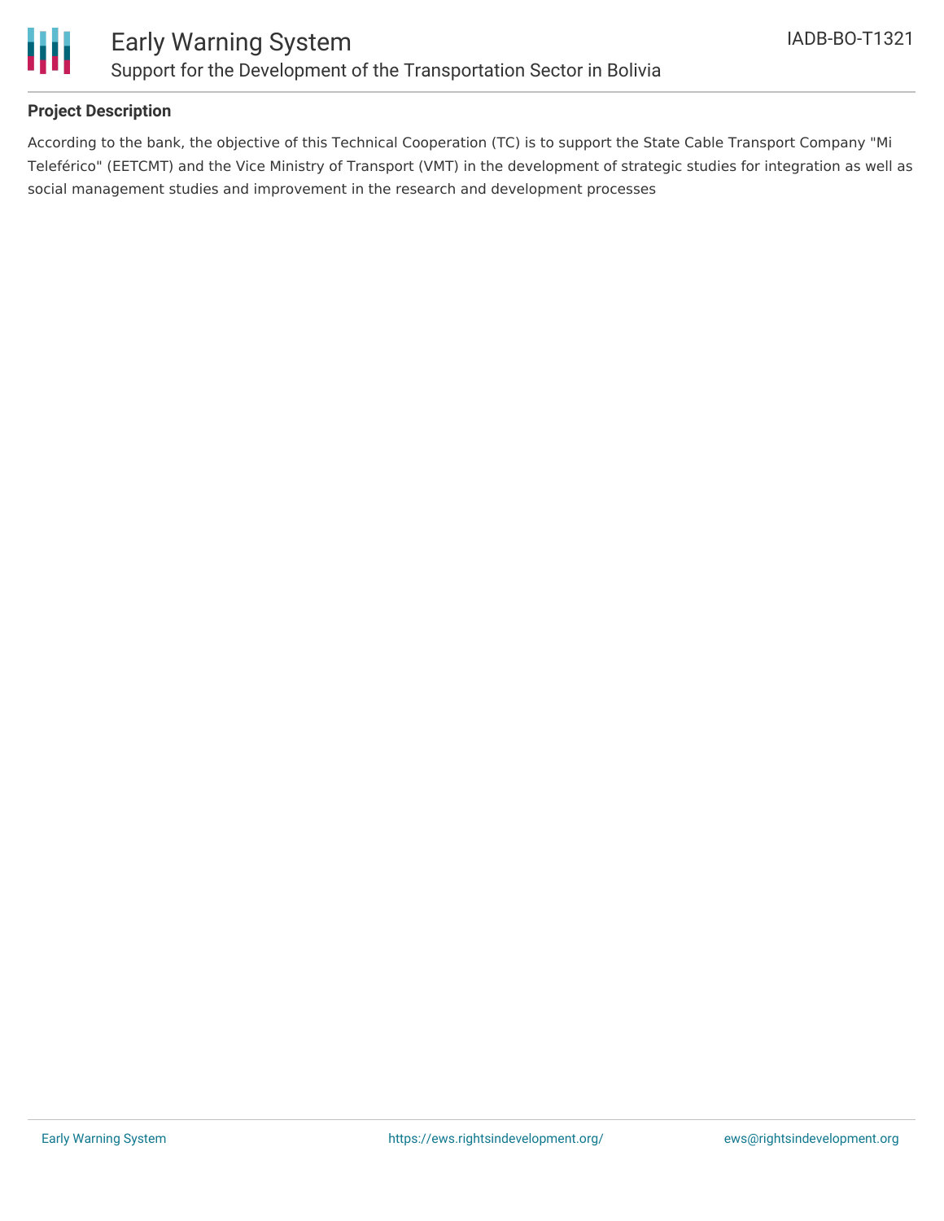**Project Description**

According to the bank, the objective of this Technical Cooperation (TC) is to support the State Cable Transport Company "Mi Teleférico" (EETCMT) and the Vice Ministry of Transport (VMT) in the development of strategic studies for integration as well as social management studies and improvement in the research and development processes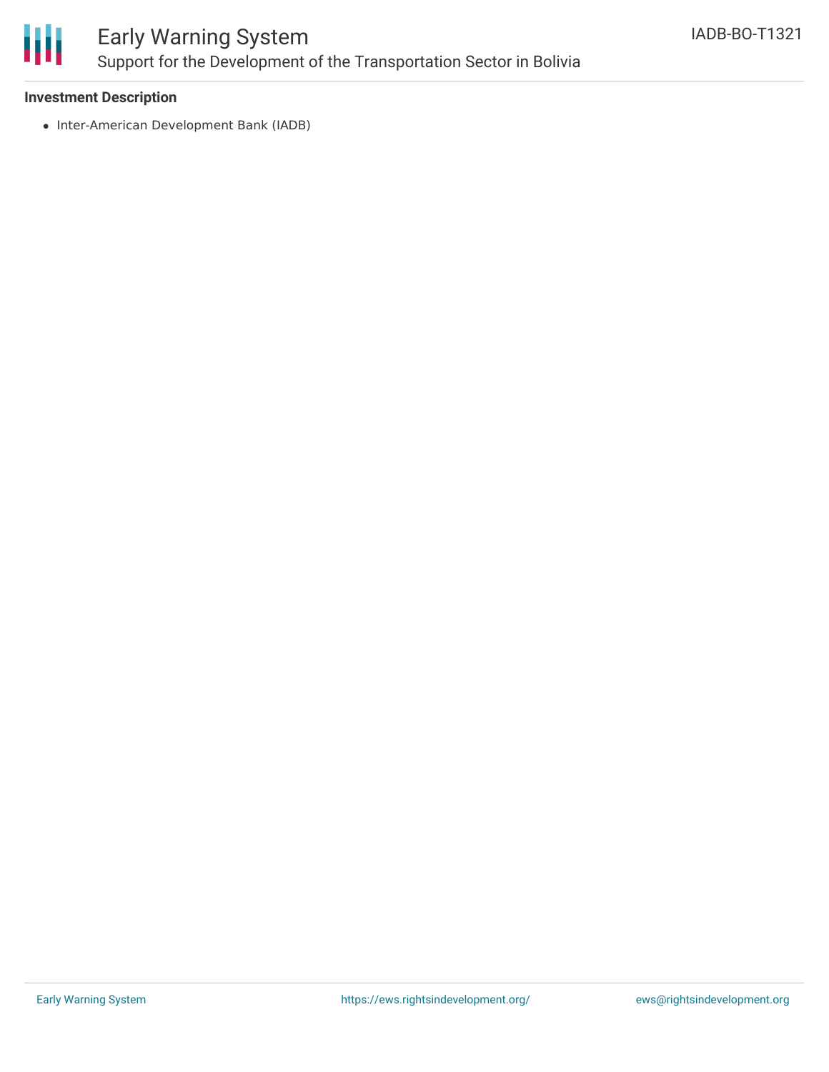**Investment Description**

- Inter-American Development Bank (IADB)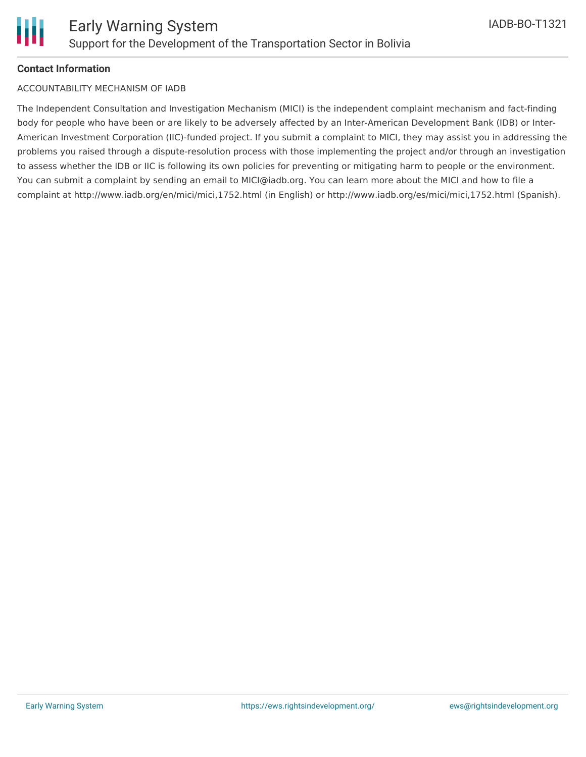**Contact Information**

ACCOUNTABILITY MECHANISM OF IADB

The Independent Consultation and Investigation Mechanism (MICI) is the independent complaint mechanism and fact-finding body for people who have been or are likely to be adversely affected by an Inter-American Development Bank (IDB) or Inter-American Investment Corporation (IIC)-funded project. If you submit a complaint to MICI, they may assist you in addressing the problems you raised through a dispute-resolution process with those implementing the project and/or through an investigation to assess whether the IDB or IIC is following its own policies for preventing or mitigating harm to people or the environment. You can submit a complaint by sending an email to MICI@iadb.org. You can learn more about the MICI and how to file a complaint at http://www.iadb.org/en/mici/mici,1752.html (in English) or http://www.iadb.org/es/mici/mici,1752.html (Spanish).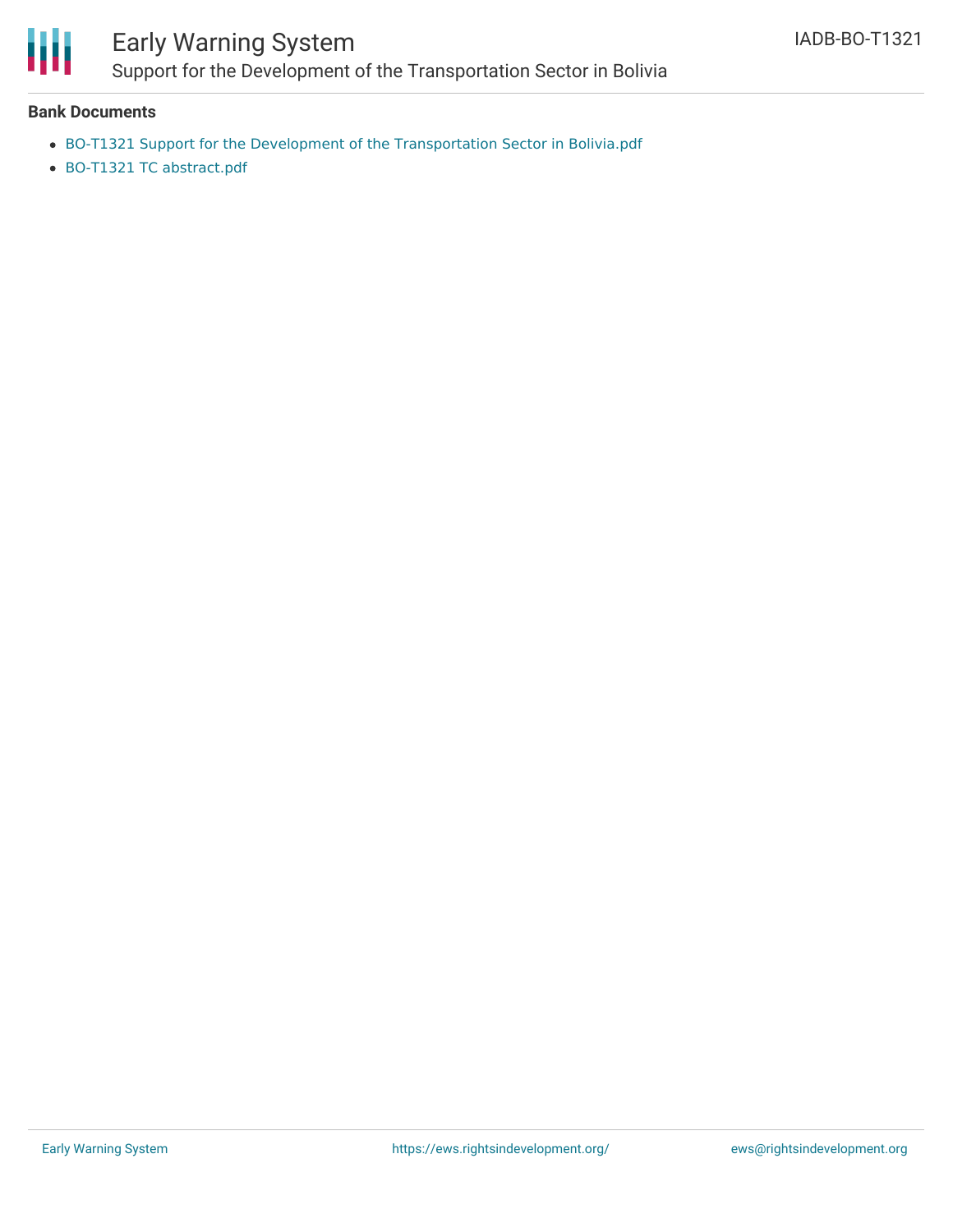**Bank Documents**

- BO-T1321 Support for the Development of the Transportation Sector in Bolivia.pdf
- BO-T1321 TC abstract.pdf